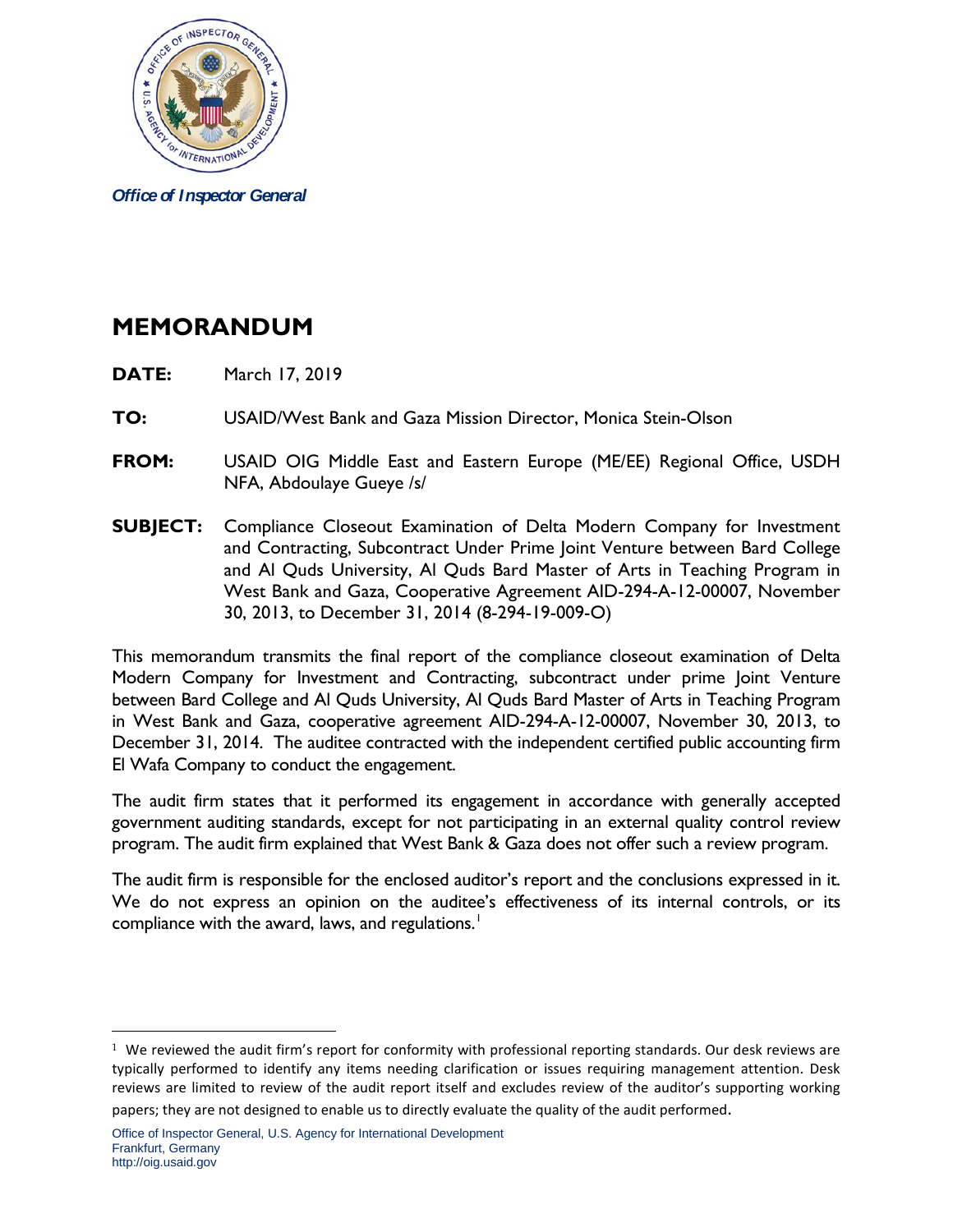*Office of Inspector General*

# MEMORANDUM

**DATE:** March 17, 2019

**TO:** USAID/West Bank and Gaza Mission Director, Monica Stein-Olson

**FROM:** USAID OIG Middle East and Eastern Europe (ME/EE) Regional Office, USDH NFA, Abdoulaye Gueye /s/

**SUBJECT:** Compliance Closeout Examination of Delta Modern Company for Investment and Contracting, Subcontract Under Prime Joint Venture between Bard College and Al Quds University, Al Quds Bard Master of Arts in Teaching Program in West Bank and Gaza, Cooperative Agreement AID-294-A-12-00007, November 30, 2013, to December 31, 2014 (8-294-19-009-O)

This memorandum transmits the final report of the compliance closeout examination of Delta Modern Company for Investment and Contracting, subcontract under prime Joint Venture between Bard College and Al Quds University, Al Quds Bard Master of Arts in Teaching Program in West Bank and Gaza, cooperative agreement AID-294-A-12-00007, November 30, 2013, to December 31, 2014. The auditee contracted with the independent certified public accounting firm El Wafa Company to conduct the engagement.

The audit firm states that it performed its engagement in accordance with generally accepted government auditing standards, except for not participating in an external quality control review program. The audit firm explained that West Bank & Gaza does not offer such a review program.

The audit firm is responsible for the enclosed auditor's report and the conclusions expressed in it. We do not express an opinion on the auditee's effectiveness of its internal controls, or its compliance with the award, laws, and regulations.[1]

[1] We reviewed the audit firm's report for conformity with professional reporting standards. Our desk reviews are typically performed to identify any items needing clarification or issues requiring management attention. Desk reviews are limited to review of the audit report itself and excludes review of the auditor's supporting working papers; they are not designed to enable us to directly evaluate the quality of the audit performed.

Office of Inspector General, U.S. Agency for International Development
Frankfurt, Germany
http://oig.usaid.gov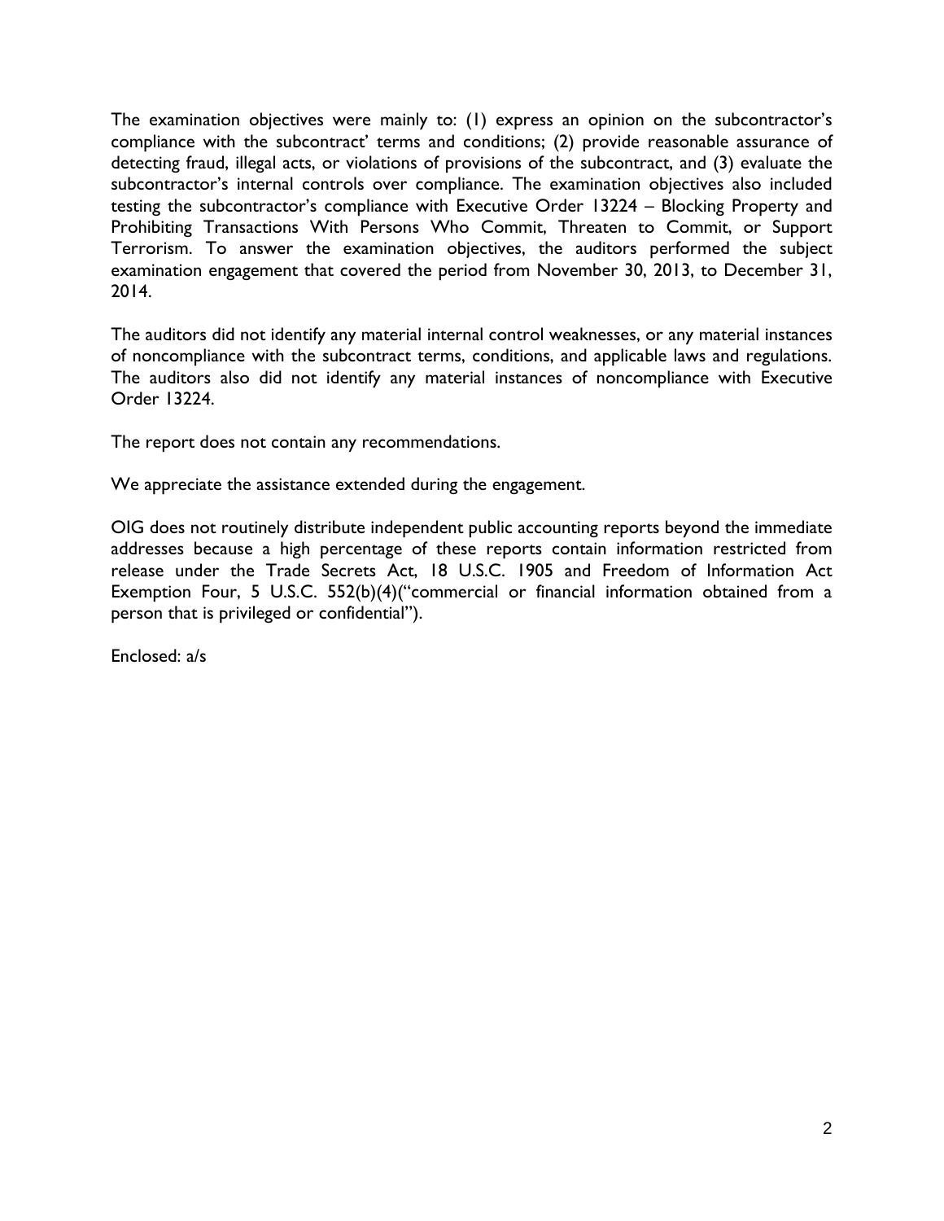The examination objectives were mainly to: (1) express an opinion on the subcontractor's compliance with the subcontract' terms and conditions; (2) provide reasonable assurance of detecting fraud, illegal acts, or violations of provisions of the subcontract, and (3) evaluate the subcontractor's internal controls over compliance. The examination objectives also included testing the subcontractor's compliance with Executive Order 13224 – Blocking Property and Prohibiting Transactions With Persons Who Commit, Threaten to Commit, or Support Terrorism. To answer the examination objectives, the auditors performed the subject examination engagement that covered the period from November 30, 2013, to December 31, 2014.

The auditors did not identify any material internal control weaknesses, or any material instances of noncompliance with the subcontract terms, conditions, and applicable laws and regulations. The auditors also did not identify any material instances of noncompliance with Executive Order 13224.

The report does not contain any recommendations.

We appreciate the assistance extended during the engagement.

OIG does not routinely distribute independent public accounting reports beyond the immediate addresses because a high percentage of these reports contain information restricted from release under the Trade Secrets Act, 18 U.S.C. 1905 and Freedom of Information Act Exemption Four, 5 U.S.C. 552(b)(4)("commercial or financial information obtained from a person that is privileged or confidential").

Enclosed: a/s